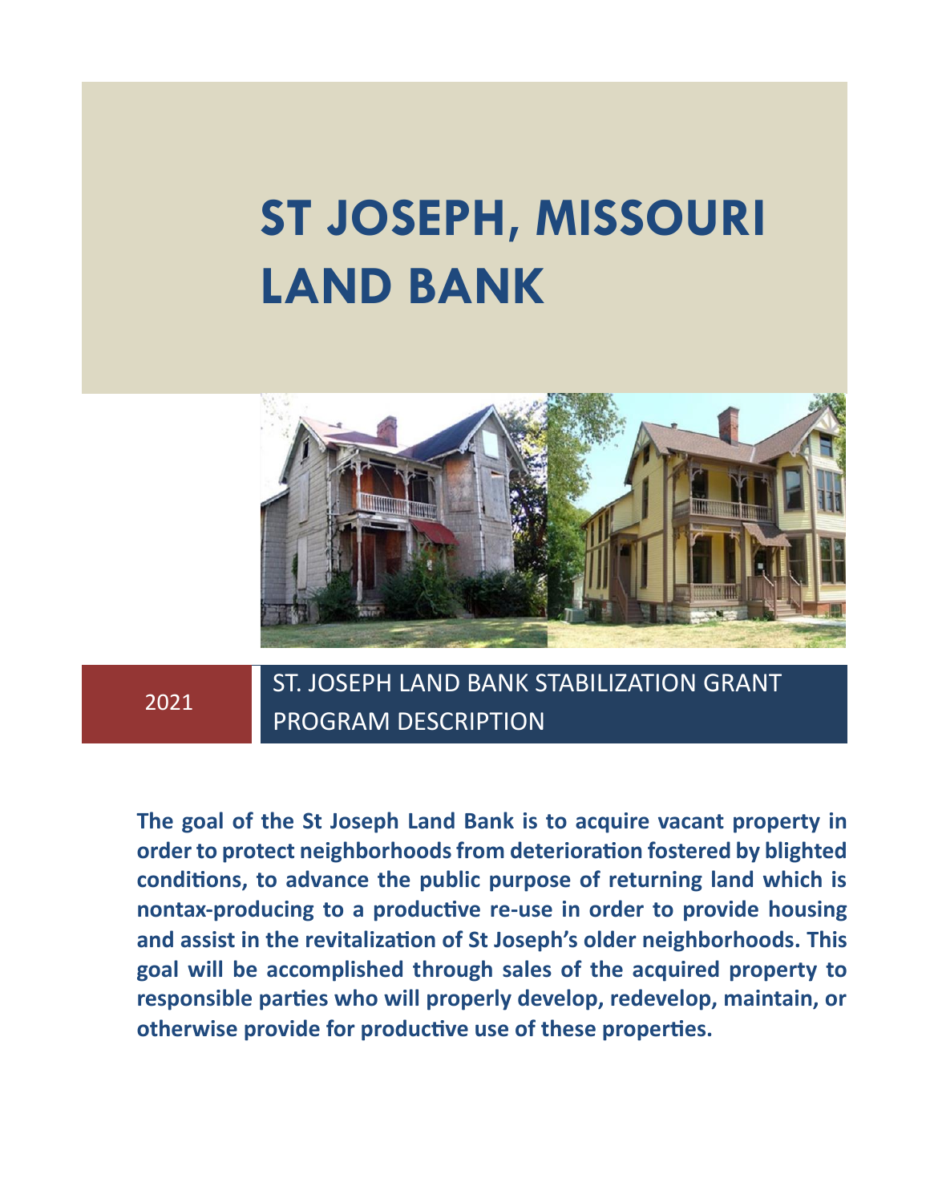# ST JOSEPH, MISSOURI LAND BANK

2021

## ST. JOSEPH LAND BANK STABILIZATION GRANT PROGRAM DESCRIPTION

**The goal of the St Joseph Land Bank is to acquire vacant property in order to protect neighborhoods from deterioration fostered by blighted conditions, to advance the public purpose of returning land which is nontax-producing to a productive re-use in order to provide housing and assist in the revitalization of St Joseph's older neighborhoods. This goal will be accomplished through sales of the acquired property to responsible parties who will properly develop, redevelop, maintain, or otherwise provide for productive use of these properties.**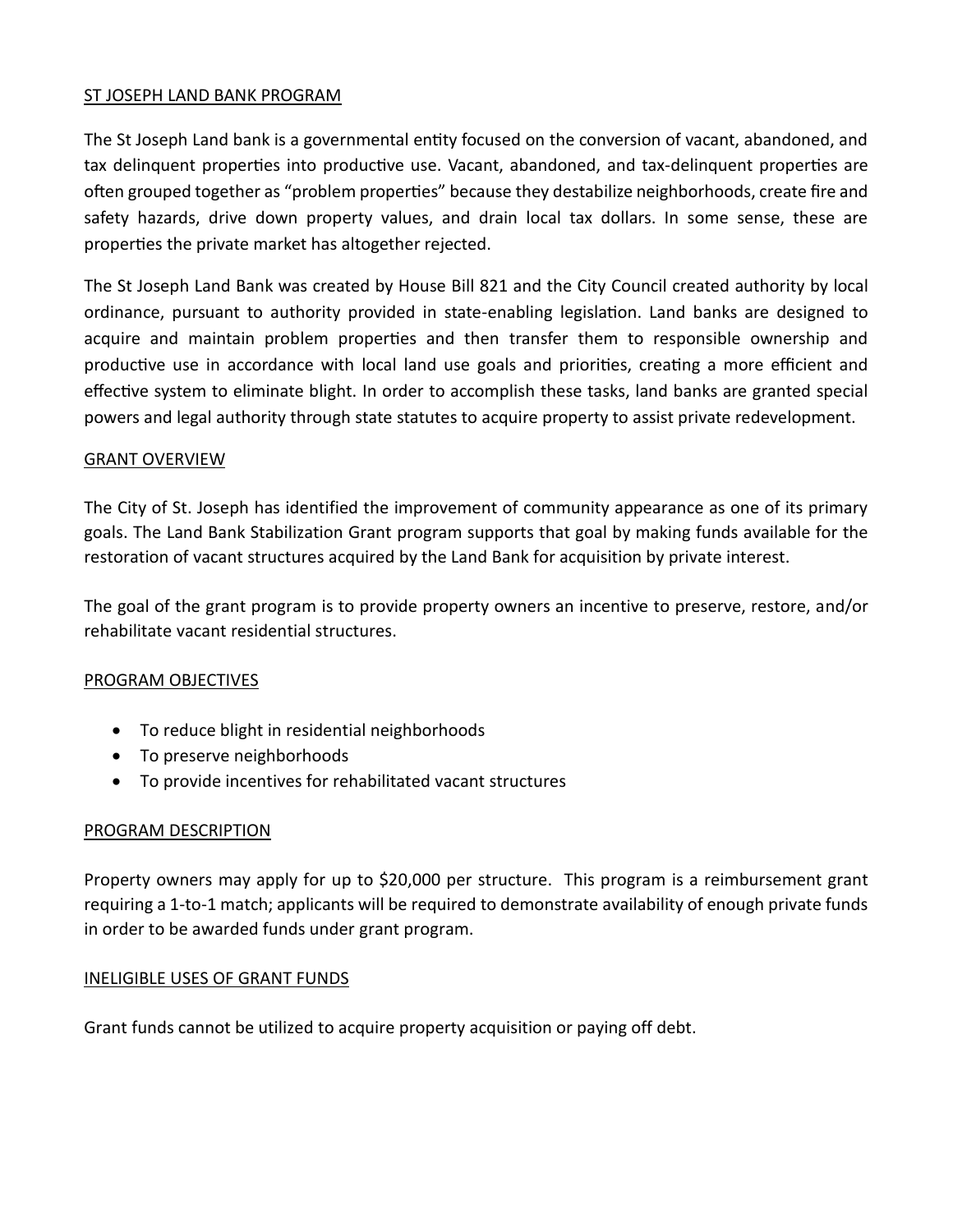## ST JOSEPH LAND BANK PROGRAM

The St Joseph Land bank is a governmental entity focused on the conversion of vacant, abandoned, and tax delinquent properties into productive use. Vacant, abandoned, and tax-delinquent properties are often grouped together as "problem properties" because they destabilize neighborhoods, create fire and safety hazards, drive down property values, and drain local tax dollars. In some sense, these are properties the private market has altogether rejected.

The St Joseph Land Bank was created by House Bill 821 and the City Council created authority by local ordinance, pursuant to authority provided in state-enabling legislation. Land banks are designed to acquire and maintain problem properties and then transfer them to responsible ownership and productive use in accordance with local land use goals and priorities, creating a more efficient and effective system to eliminate blight. In order to accomplish these tasks, land banks are granted special powers and legal authority through state statutes to acquire property to assist private redevelopment.

## GRANT OVERVIEW

The City of St. Joseph has identified the improvement of community appearance as one of its primary goals. The Land Bank Stabilization Grant program supports that goal by making funds available for the restoration of vacant structures acquired by the Land Bank for acquisition by private interest.

The goal of the grant program is to provide property owners an incentive to preserve, restore, and/or rehabilitate vacant residential structures.

## PROGRAM OBJECTIVES

- To reduce blight in residential neighborhoods
- To preserve neighborhoods
- To provide incentives for rehabilitated vacant structures

## PROGRAM DESCRIPTION

Property owners may apply for up to $20,000 per structure. This program is a reimbursement grant requiring a 1-to-1 match; applicants will be required to demonstrate availability of enough private funds in order to be awarded funds under grant program.

## INELIGIBLE USES OF GRANT FUNDS

Grant funds cannot be utilized to acquire property acquisition or paying off debt.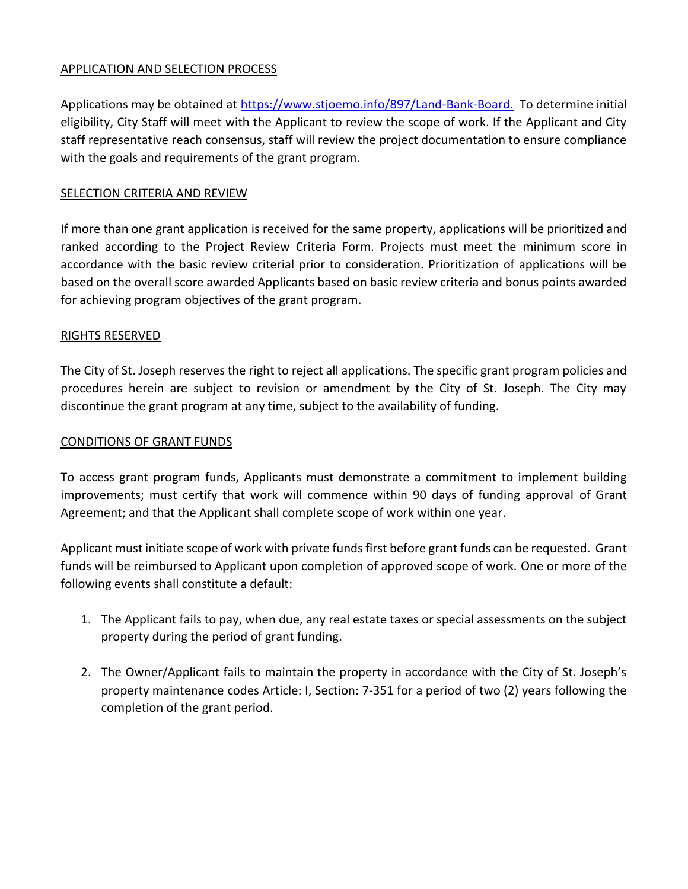## APPLICATION AND SELECTION PROCESS

Applications may be obtained at [https://www.stjoemo.info/897/Land-Bank-Board.](https://www.stjoemo.info/897/Land-Bank-Board) To determine initial eligibility, City Staff will meet with the Applicant to review the scope of work. If the Applicant and City staff representative reach consensus, staff will review the project documentation to ensure compliance with the goals and requirements of the grant program.

## SELECTION CRITERIA AND REVIEW

If more than one grant application is received for the same property, applications will be prioritized and ranked according to the Project Review Criteria Form. Projects must meet the minimum score in accordance with the basic review criterial prior to consideration. Prioritization of applications will be based on the overall score awarded Applicants based on basic review criteria and bonus points awarded for achieving program objectives of the grant program.

## RIGHTS RESERVED

The City of St. Joseph reserves the right to reject all applications. The specific grant program policies and procedures herein are subject to revision or amendment by the City of St. Joseph. The City may discontinue the grant program at any time, subject to the availability of funding.

## CONDITIONS OF GRANT FUNDS

To access grant program funds, Applicants must demonstrate a commitment to implement building improvements; must certify that work will commence within 90 days of funding approval of Grant Agreement; and that the Applicant shall complete scope of work within one year.

Applicant must initiate scope of work with private funds first before grant funds can be requested. Grant funds will be reimbursed to Applicant upon completion of approved scope of work. One or more of the following events shall constitute a default:

1. The Applicant fails to pay, when due, any real estate taxes or special assessments on the subject property during the period of grant funding.

2. The Owner/Applicant fails to maintain the property in accordance with the City of St. Joseph's property maintenance codes Article: I, Section: 7-351 for a period of two (2) years following the completion of the grant period.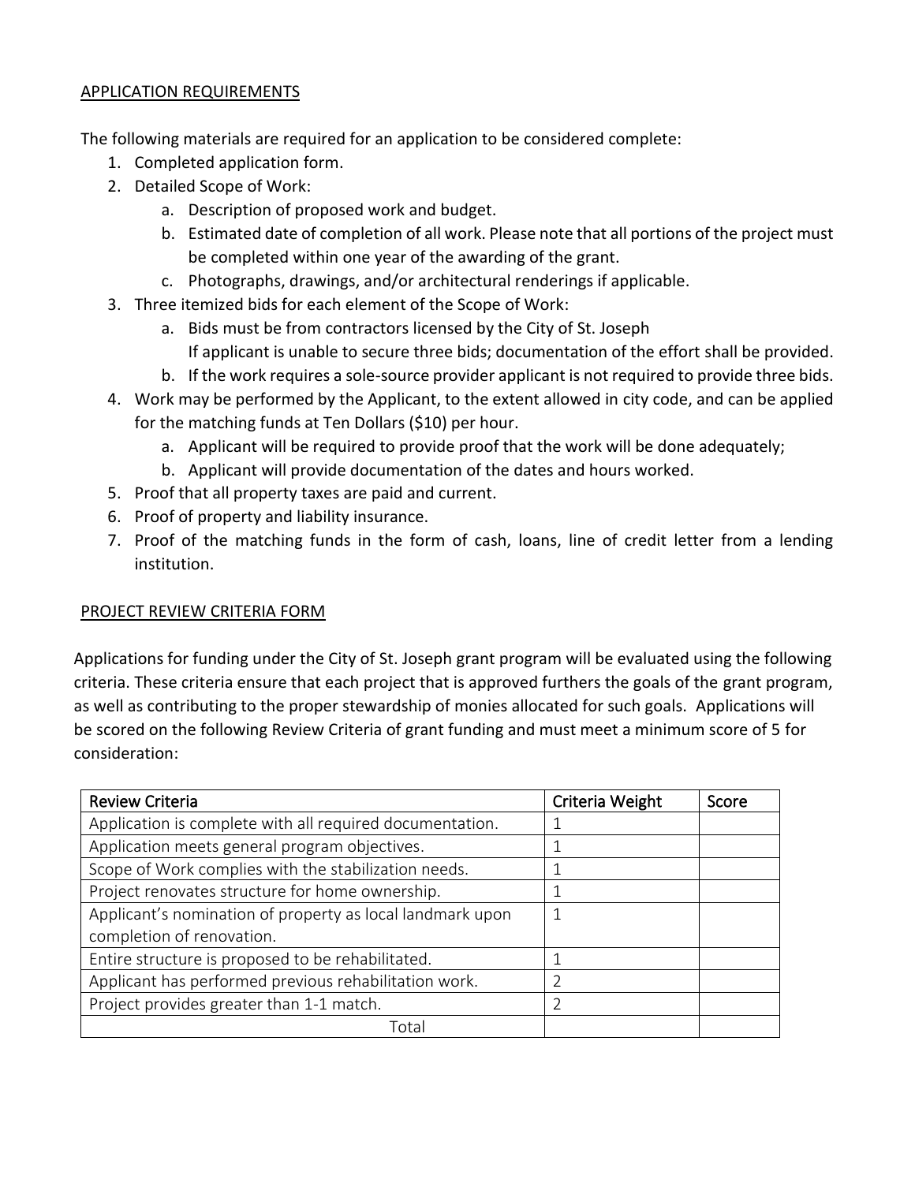## APPLICATION REQUIREMENTS

The following materials are required for an application to be considered complete:

1. Completed application form.
2. Detailed Scope of Work:
   a. Description of proposed work and budget.
   b. Estimated date of completion of all work. Please note that all portions of the project must be completed within one year of the awarding of the grant.
   c. Photographs, drawings, and/or architectural renderings if applicable.
3. Three itemized bids for each element of the Scope of Work:
   a. Bids must be from contractors licensed by the City of St. Joseph
      If applicant is unable to secure three bids; documentation of the effort shall be provided.
   b. If the work requires a sole-source provider applicant is not required to provide three bids.
4. Work may be performed by the Applicant, to the extent allowed in city code, and can be applied for the matching funds at Ten Dollars ($10) per hour.
   a. Applicant will be required to provide proof that the work will be done adequately;
   b. Applicant will provide documentation of the dates and hours worked.
5. Proof that all property taxes are paid and current.
6. Proof of property and liability insurance.
7. Proof of the matching funds in the form of cash, loans, line of credit letter from a lending institution.

## PROJECT REVIEW CRITERIA FORM

Applications for funding under the City of St. Joseph grant program will be evaluated using the following criteria. These criteria ensure that each project that is approved furthers the goals of the grant program, as well as contributing to the proper stewardship of monies allocated for such goals. Applications will be scored on the following Review Criteria of grant funding and must meet a minimum score of 5 for consideration:

| Review Criteria | Criteria Weight | Score |
|---|---|---|
| Application is complete with all required documentation. | 1 | |
| Application meets general program objectives. | 1 | |
| Scope of Work complies with the stabilization needs. | 1 | |
| Project renovates structure for home ownership. | 1 | |
| Applicant's nomination of property as local landmark upon completion of renovation. | 1 | |
| Entire structure is proposed to be rehabilitated. | 1 | |
| Applicant has performed previous rehabilitation work. | 2 | |
| Project provides greater than 1-1 match. | 2 | |
| Total | | |